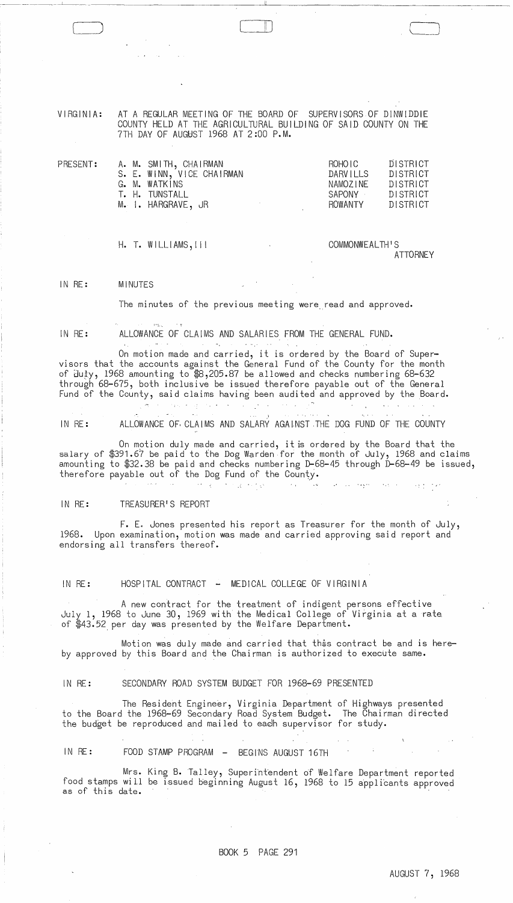VIRGINIA: AT A REGULAR MEETING OF THE BOARD OF SUPERVISORS OF DINWIDDIE COUNTY HELD AT THE AGRICULTURAL BUILDING OF SAID COUNTY ON THE 7TH DAY OF AUGUST 1968 AT 2:00 P.M.

| PRESENT: | | | |
|---|---|---|---|
| | A. M. SMITH, CHAIRMAN | ROHOIC | DISTRICT |
| | S. E. WINN, VICE CHAIRMAN | DARVILLS | DISTRICT |
| | G. M. WATKINS | NAMOZINE | DISTRICT |
| | T. H. TUNSTALL | SAPONY | DISTRICT |
| | M. I. HARGRAVE, JR | ROWANTY | DISTRICT |
| | | | |
| | H. T. WILLIAMS, III | COMMONWEALTH'S ATTORNEY | |

IN RE: MINUTES

The minutes of the previous meeting were read and approved.

IN RE: ALLOWANCE OF CLAIMS AND SALARIES FROM THE GENERAL FUND.

On motion made and carried, it is ordered by the Board of Supervisors that the accounts against the General Fund of the County for the month of July, 1968 amounting to $8,205.87 be allowed and checks numbering 68-632 through 68-675, both inclusive be issued therefore payable out of the General Fund of the County, said claims having been audited and approved by the Board.

IN RE: ALLOWANCE OF CLAIMS AND SALARY AGAINST THE DOG FUND OF THE COUNTY

On motion duly made and carried, it is ordered by the Board that the salary of $391.67 be paid to the Dog Warden for the month of July, 1968 and claims amounting to $32.38 be paid and checks numbering D-68-45 through D-68-49 be issued, therefore payable out of the Dog Fund of the County.

IN RE: TREASURER'S REPORT

F. E. Jones presented his report as Treasurer for the month of July, 1968. Upon examination, motion was made and carried approving said report and endorsing all transfers thereof.

IN RE: HOSPITAL CONTRACT - MEDICAL COLLEGE OF VIRGINIA

A new contract for the treatment of indigent persons effective July 1, 1968 to June 30, 1969 with the Medical College of Virginia at a rate of $43.52 per day was presented by the Welfare Department.

Motion was duly made and carried that this contract be and is hereby approved by this Board and the Chairman is authorized to execute same.

IN RE: SECONDARY ROAD SYSTEM BUDGET FOR 1968-69 PRESENTED

The Resident Engineer, Virginia Department of Highways presented to the Board the 1968-69 Secondary Road System Budget. The Chairman directed the budget be reproduced and mailed to each supervisor for study.

IN RE: FOOD STAMP PROGRAM - BEGINS AUGUST 16TH

Mrs. King B. Talley, Superintendent of Welfare Department reported food stamps will be issued beginning August 16, 1968 to 15 applicants approved as of this date.

BOOK 5 PAGE 291

AUGUST 7, 1968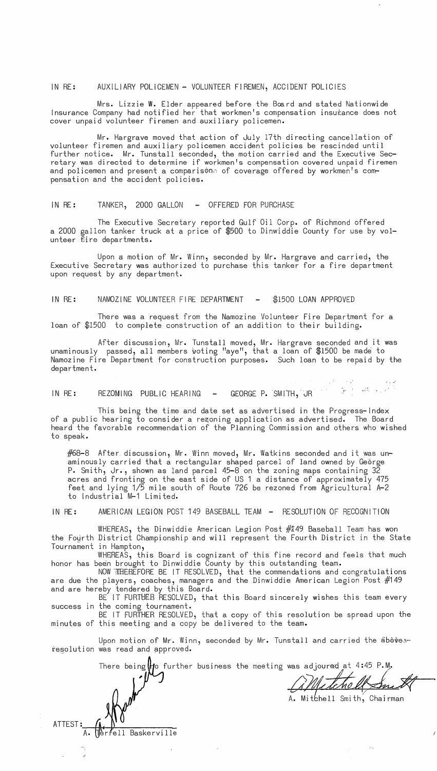IN RE: AUXILIARY POLICEMEN - VOLUNTEER FIREMEN, ACCIDENT POLICIES

Mrs. Lizzie W. Elder appeared before the Board and stated Nationwide Insurance Company had notified her that workmen's compensation insurance does not cover unpaid volunteer firemen and auxiliary policemen.

Mr. Hargrave moved that action of July 17th directing cancellation of volunteer firemen and auxiliary policemen accident policies be rescinded until further notice. Mr. Tunstall seconded, the motion carried and the Executive Secretary was directed to determine if workmen's compensation covered unpaid firemen and policemen and present a comparison of coverage offered by workmen's compensation and the accident policies.

IN RE: TANKER, 2000 GALLON - OFFERED FOR PURCHASE

The Executive Secretary reported Gulf Oil Corp. of Richmond offered a 2000 gallon tanker truck at a price of $500 to Dinwiddie County for use by volunteer fire departments.

Upon a motion of Mr. Winn, seconded by Mr. Hargrave and carried, the Executive Secretary was authorized to purchase this tanker for a fire department upon request by any department.

IN RE: NAMOZINE VOLUNTEER FIRE DEPARTMENT - $1500 LOAN APPROVED

There was a request from the Namozine Volunteer Fire Department for a loan of $1500 to complete construction of an addition to their building.

After discussion, Mr. Tunstall moved, Mr. Hargrave seconded and it was unaminously passed, all members voting "aye", that a loan of $1500 be made to Namozine Fire Department for construction purposes. Such loan to be repaid by the department.

IN RE: REZONING PUBLIC HEARING - GEORGE P. SMITH, JR

This being the time and date set as advertised in the Progress-Index of a public hearing to consider a rezoning application as advertised. The Board heard the favorable recommendation of the Planning Commission and others who wished to speak.

#68-8 After discussion, Mr. Winn moved, Mr. Watkins seconded and it was unaminously carried that a rectangular shaped parcel of land owned by George P. Smith, Jr., shown as land parcel 45-8 on the zoning maps containing 32 acres and fronting on the east side of US 1 a distance of approximately 475 feet and lying 1/5 mile south of Route 726 be rezoned from Agricultural A-2 to Industrial M-1 Limited.

IN RE: AMERICAN LEGION POST 149 BASEBALL TEAM - RESOLUTION OF RECOGNITION

WHEREAS, the Dinwiddie American Legion Post #149 Baseball Team has won the Fourth District Championship and will represent the Fourth District in the State Tournament in Hampton,

WHEREAS, this Board is cognizant of this fine record and feels that much honor has been brought to Dinwiddie County by this outstanding team.

NOW THEREFORE BE IT RESOLVED, that the commendations and congratulations are due the players, coaches, managers and the Dinwiddie American Legion Post #149 and are hereby tendered by this Board.

BE IT FURTHER RESOLVED, that this Board sincerely wishes this team every success in the coming tournament.

BE IT FURTHER RESOLVED, that a copy of this resolution be spread upon the minutes of this meeting and a copy be delivered to the team.

Upon motion of Mr. Winn, seconded by Mr. Tunstall and carried the above resolution was read and approved.

There being no further business the meeting was adjoured at 4:45 P.M.

A. Mitchell Smith, Chairman

ATTEST: A. Terrell Baskerville